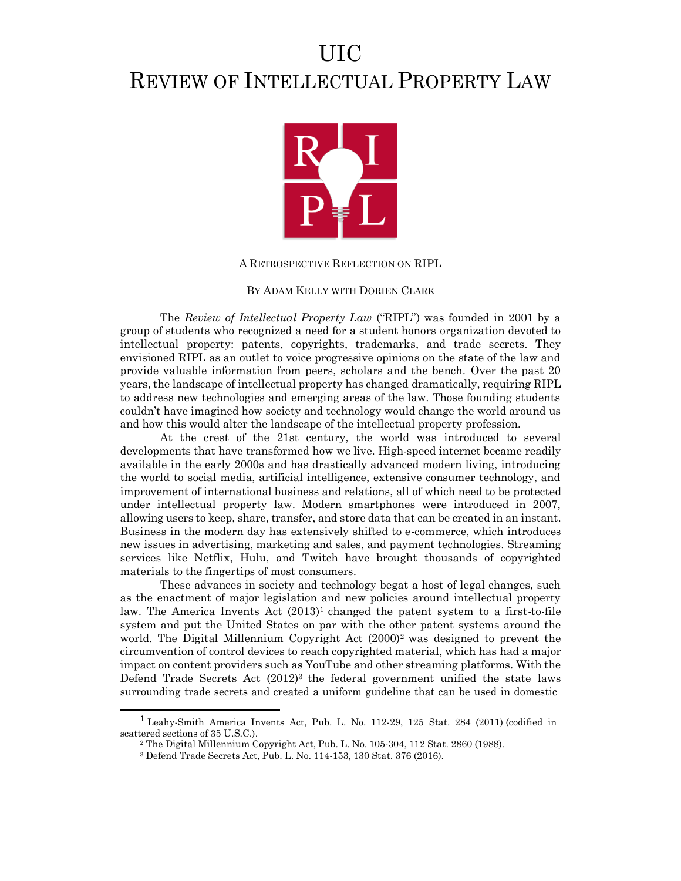# UIC
# REVIEW OF INTELLECTUAL PROPERTY LAW

A RETROSPECTIVE REFLECTION ON RIPL

BY ADAM KELLY WITH DORIEN CLARK

The *Review of Intellectual Property Law* ("RIPL") was founded in 2001 by a group of students who recognized a need for a student honors organization devoted to intellectual property: patents, copyrights, trademarks, and trade secrets. They envisioned RIPL as an outlet to voice progressive opinions on the state of the law and provide valuable information from peers, scholars and the bench. Over the past 20 years, the landscape of intellectual property has changed dramatically, requiring RIPL to address new technologies and emerging areas of the law. Those founding students couldn't have imagined how society and technology would change the world around us and how this would alter the landscape of the intellectual property profession.

At the crest of the 21st century, the world was introduced to several developments that have transformed how we live. High-speed internet became readily available in the early 2000s and has drastically advanced modern living, introducing the world to social media, artificial intelligence, extensive consumer technology, and improvement of international business and relations, all of which need to be protected under intellectual property law. Modern smartphones were introduced in 2007, allowing users to keep, share, transfer, and store data that can be created in an instant. Business in the modern day has extensively shifted to e-commerce, which introduces new issues in advertising, marketing and sales, and payment technologies. Streaming services like Netflix, Hulu, and Twitch have brought thousands of copyrighted materials to the fingertips of most consumers.

These advances in society and technology begat a host of legal changes, such as the enactment of major legislation and new policies around intellectual property law. The America Invents Act (2013)[1] changed the patent system to a first-to-file system and put the United States on par with the other patent systems around the world. The Digital Millennium Copyright Act (2000)[2] was designed to prevent the circumvention of control devices to reach copyrighted material, which has had a major impact on content providers such as YouTube and other streaming platforms. With the Defend Trade Secrets Act (2012)[3] the federal government unified the state laws surrounding trade secrets and created a uniform guideline that can be used in domestic

---

[1] Leahy-Smith America Invents Act, Pub. L. No. 112-29, 125 Stat. 284 (2011) (codified in scattered sections of 35 U.S.C.).

[2] The Digital Millennium Copyright Act, Pub. L. No. 105-304, 112 Stat. 2860 (1988).

[3] Defend Trade Secrets Act, Pub. L. No. 114-153, 130 Stat. 376 (2016).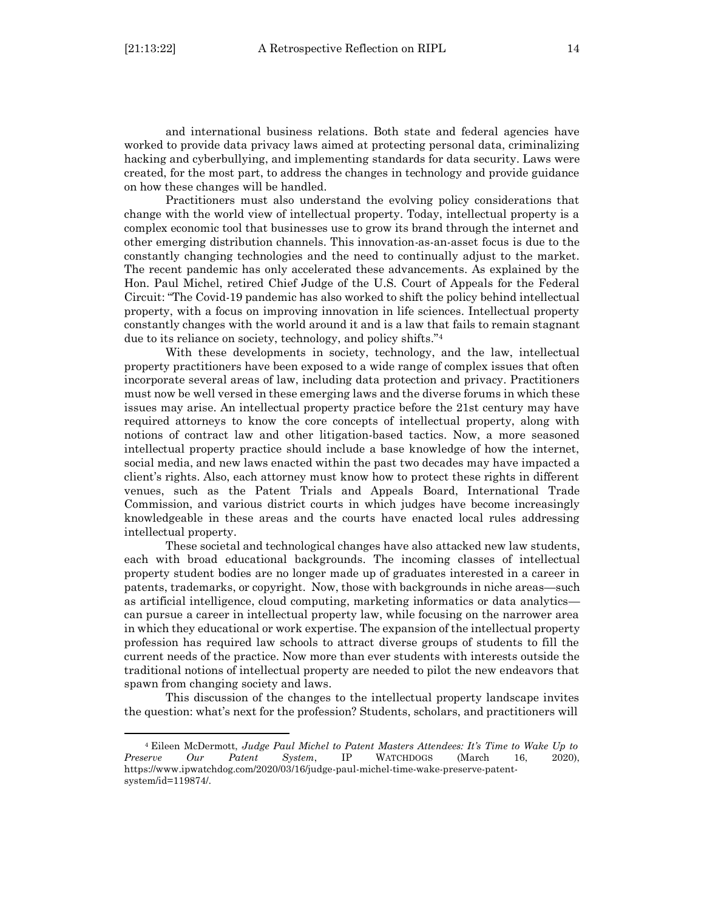and international business relations. Both state and federal agencies have worked to provide data privacy laws aimed at protecting personal data, criminalizing hacking and cyberbullying, and implementing standards for data security. Laws were created, for the most part, to address the changes in technology and provide guidance on how these changes will be handled.

Practitioners must also understand the evolving policy considerations that change with the world view of intellectual property. Today, intellectual property is a complex economic tool that businesses use to grow its brand through the internet and other emerging distribution channels. This innovation-as-an-asset focus is due to the constantly changing technologies and the need to continually adjust to the market. The recent pandemic has only accelerated these advancements. As explained by the Hon. Paul Michel, retired Chief Judge of the U.S. Court of Appeals for the Federal Circuit: "The Covid-19 pandemic has also worked to shift the policy behind intellectual property, with a focus on improving innovation in life sciences. Intellectual property constantly changes with the world around it and is a law that fails to remain stagnant due to its reliance on society, technology, and policy shifts."[4]

With these developments in society, technology, and the law, intellectual property practitioners have been exposed to a wide range of complex issues that often incorporate several areas of law, including data protection and privacy. Practitioners must now be well versed in these emerging laws and the diverse forums in which these issues may arise. An intellectual property practice before the 21st century may have required attorneys to know the core concepts of intellectual property, along with notions of contract law and other litigation-based tactics. Now, a more seasoned intellectual property practice should include a base knowledge of how the internet, social media, and new laws enacted within the past two decades may have impacted a client's rights. Also, each attorney must know how to protect these rights in different venues, such as the Patent Trials and Appeals Board, International Trade Commission, and various district courts in which judges have become increasingly knowledgeable in these areas and the courts have enacted local rules addressing intellectual property.

These societal and technological changes have also attacked new law students, each with broad educational backgrounds. The incoming classes of intellectual property student bodies are no longer made up of graduates interested in a career in patents, trademarks, or copyright. Now, those with backgrounds in niche areas—such as artificial intelligence, cloud computing, marketing informatics or data analytics—can pursue a career in intellectual property law, while focusing on the narrower area in which they educational or work expertise. The expansion of the intellectual property profession has required law schools to attract diverse groups of students to fill the current needs of the practice. Now more than ever students with interests outside the traditional notions of intellectual property are needed to pilot the new endeavors that spawn from changing society and laws.

This discussion of the changes to the intellectual property landscape invites the question: what's next for the profession? Students, scholars, and practitioners will

---

[4] Eileen McDermott, *Judge Paul Michel to Patent Masters Attendees: It's Time to Wake Up to Preserve Our Patent System*, IP WATCHDOGS (March 16, 2020), https://www.ipwatchdog.com/2020/03/16/judge-paul-michel-time-wake-preserve-patent-system/id=119874/.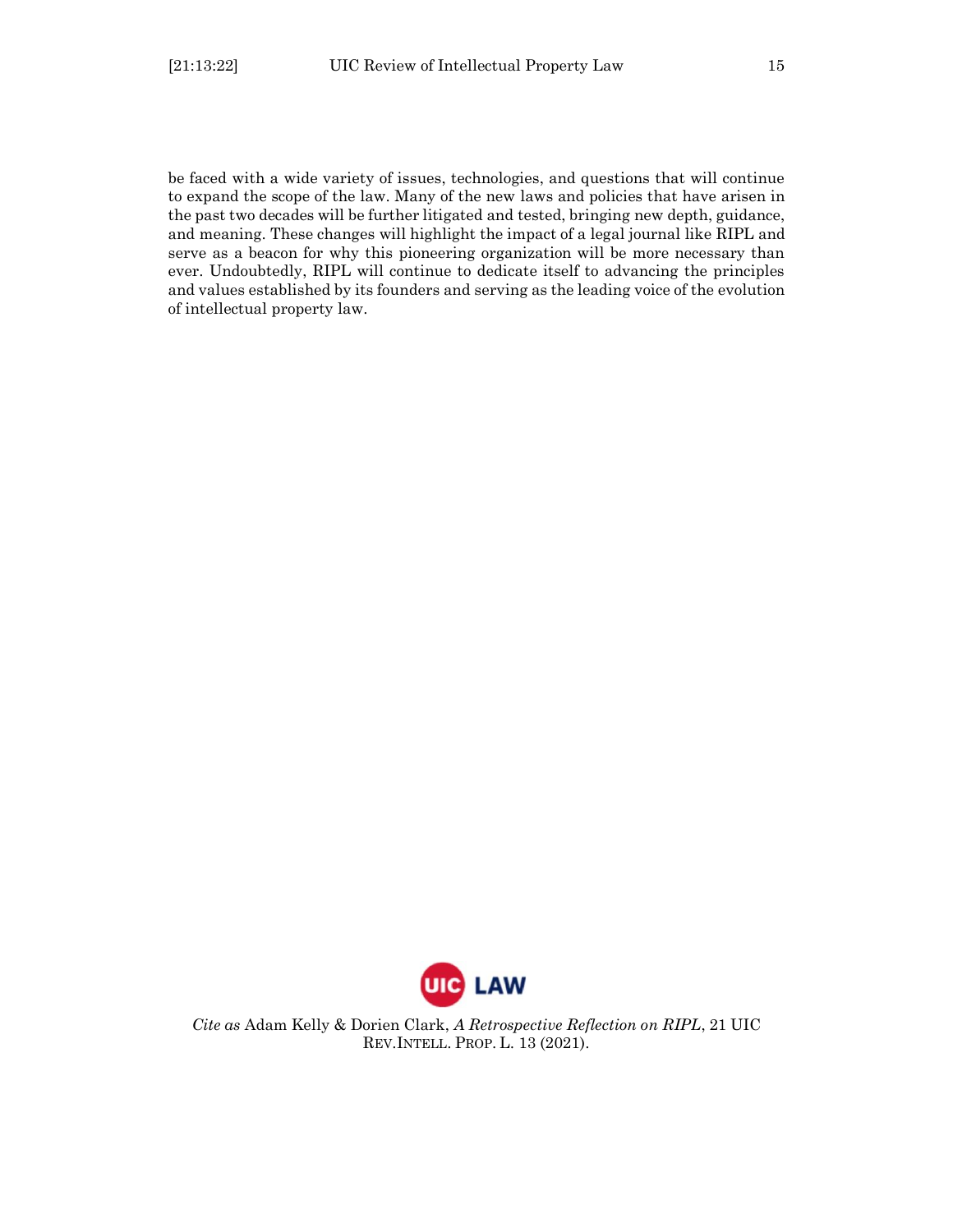be faced with a wide variety of issues, technologies, and questions that will continue to expand the scope of the law. Many of the new laws and policies that have arisen in the past two decades will be further litigated and tested, bringing new depth, guidance, and meaning. These changes will highlight the impact of a legal journal like RIPL and serve as a beacon for why this pioneering organization will be more necessary than ever. Undoubtedly, RIPL will continue to dedicate itself to advancing the principles and values established by its founders and serving as the leading voice of the evolution of intellectual property law.

UIC LAW

*Cite as* Adam Kelly & Dorien Clark, *A Retrospective Reflection on RIPL*, 21 UIC REV.INTELL. PROP. L. 13 (2021).